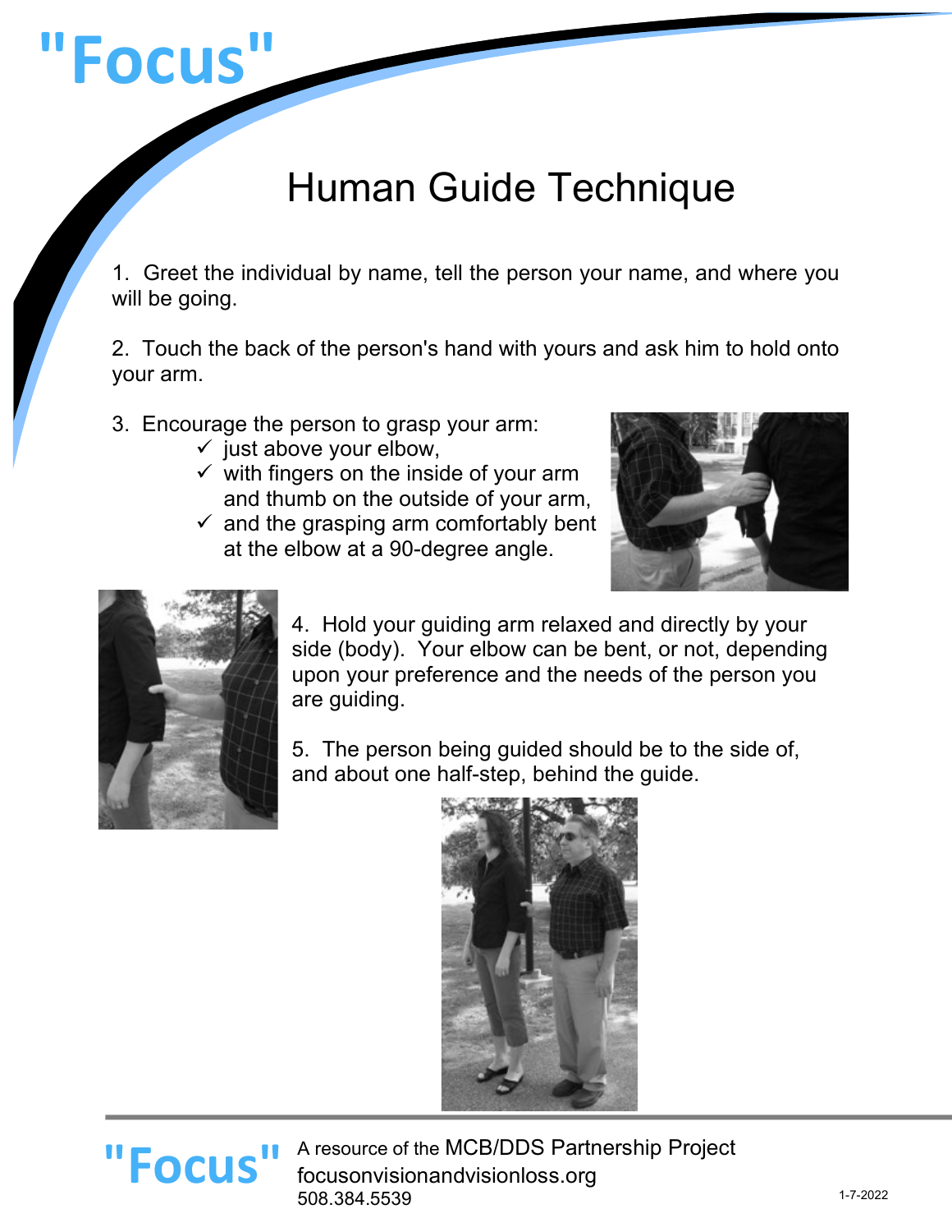# "Focus"

## Human Guide Technique

1. Greet the individual by name, tell the person your name, and where you will be going.

2. Touch the back of the person's hand with yours and ask him to hold onto your arm.

3. Encourage the person to grasp your arm:
   - ✓ just above your elbow,
   - ✓ with fingers on the inside of your arm and thumb on the outside of your arm,
   - ✓ and the grasping arm comfortably bent at the elbow at a 90-degree angle.

4. Hold your guiding arm relaxed and directly by your side (body). Your elbow can be bent, or not, depending upon your preference and the needs of the person you are guiding.

5. The person being guided should be to the side of, and about one half-step, behind the guide.

"Focus" A resource of the MCB/DDS Partnership Project
focusonvisionandvisionloss.org
508.384.5539

1-7-2022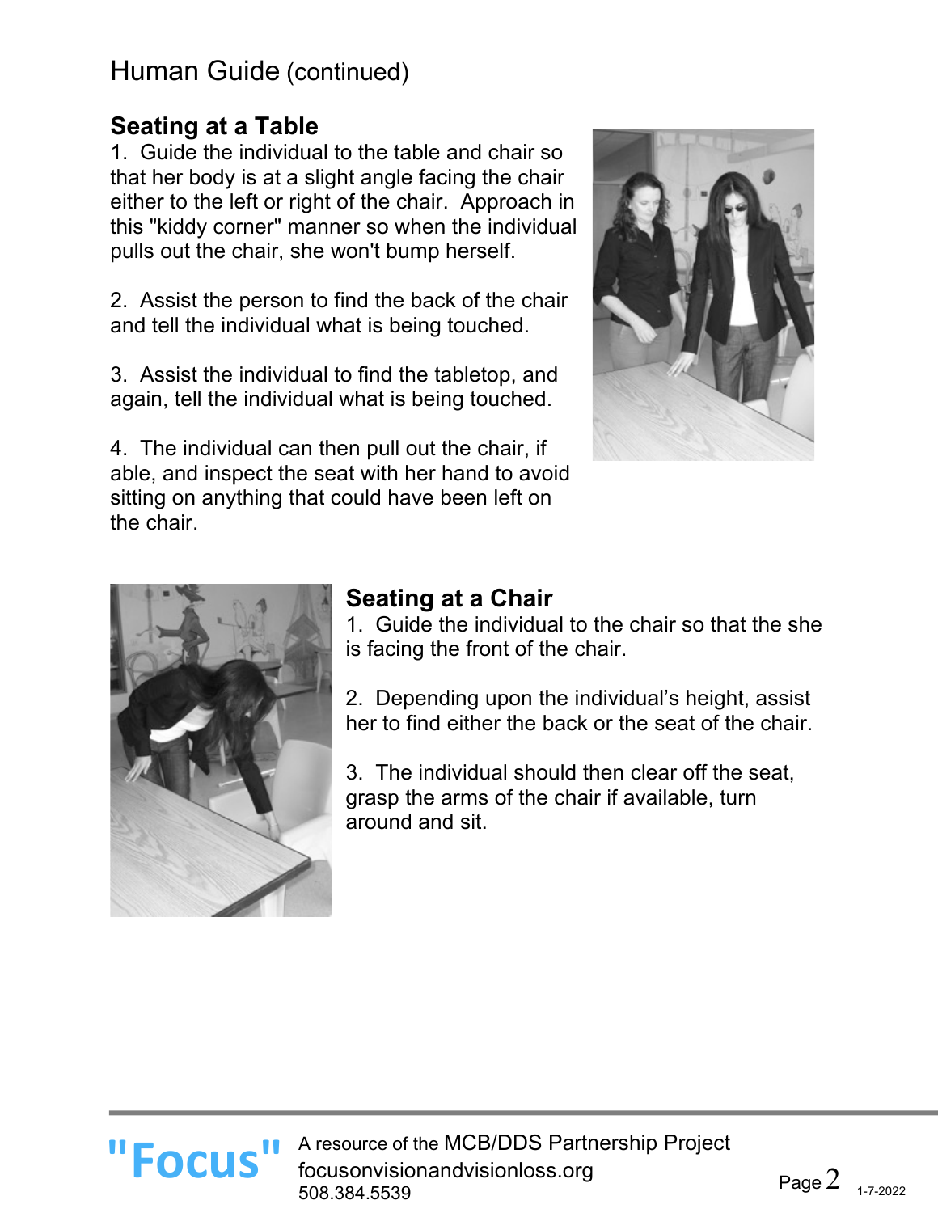## Human Guide (continued)

### Seating at a Table

1. Guide the individual to the table and chair so that her body is at a slight angle facing the chair either to the left or right of the chair. Approach in this "kiddy corner" manner so when the individual pulls out the chair, she won't bump herself.

2. Assist the person to find the back of the chair and tell the individual what is being touched.

3. Assist the individual to find the tabletop, and again, tell the individual what is being touched.

4. The individual can then pull out the chair, if able, and inspect the seat with her hand to avoid sitting on anything that could have been left on the chair.

### Seating at a Chair

1. Guide the individual to the chair so that the she is facing the front of the chair.

2. Depending upon the individual's height, assist her to find either the back or the seat of the chair.

3. The individual should then clear off the seat, grasp the arms of the chair if available, turn around and sit.

"Focus" A resource of the MCB/DDS Partnership Project
focusonvisionandvisionloss.org
508.384.5539

1-7-2022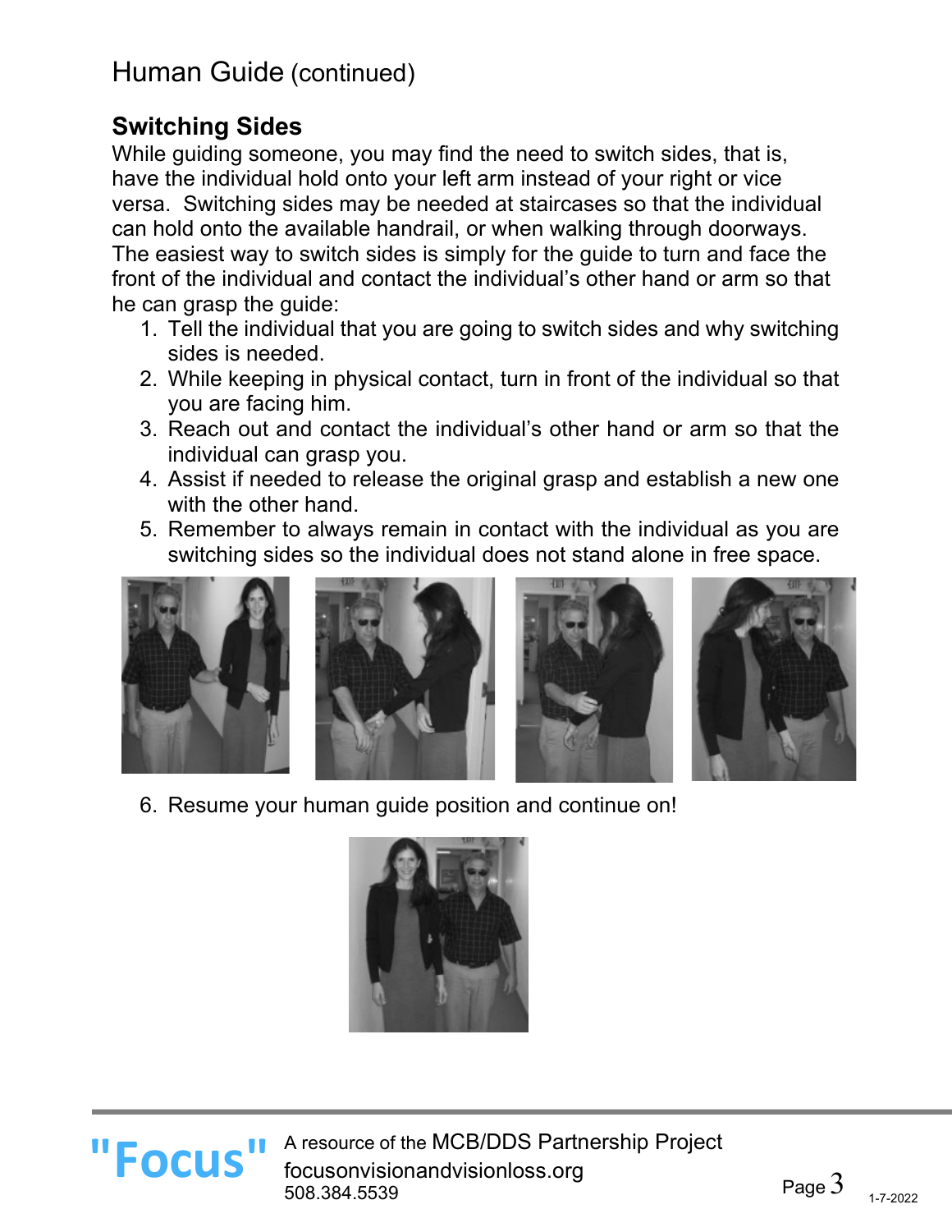## Human Guide (continued)

### Switching Sides

While guiding someone, you may find the need to switch sides, that is, have the individual hold onto your left arm instead of your right or vice versa. Switching sides may be needed at staircases so that the individual can hold onto the available handrail, or when walking through doorways. The easiest way to switch sides is simply for the guide to turn and face the front of the individual and contact the individual's other hand or arm so that he can grasp the guide:

1. Tell the individual that you are going to switch sides and why switching sides is needed.
2. While keeping in physical contact, turn in front of the individual so that you are facing him.
3. Reach out and contact the individual's other hand or arm so that the individual can grasp you.
4. Assist if needed to release the original grasp and establish a new one with the other hand.
5. Remember to always remain in contact with the individual as you are switching sides so the individual does not stand alone in free space.
6. Resume your human guide position and continue on!

"Focus" A resource of the MCB/DDS Partnership Project
focusonvisionandvisionloss.org
508.384.5539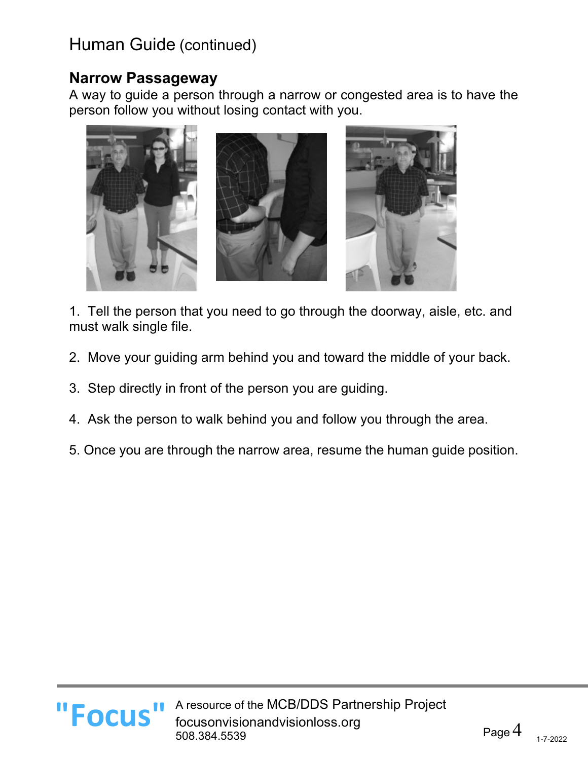# Human Guide (continued)

## Narrow Passageway

A way to guide a person through a narrow or congested area is to have the person follow you without losing contact with you.

1. Tell the person that you need to go through the doorway, aisle, etc. and must walk single file.

2. Move your guiding arm behind you and toward the middle of your back.

3. Step directly in front of the person you are guiding.

4. Ask the person to walk behind you and follow you through the area.

5. Once you are through the narrow area, resume the human guide position.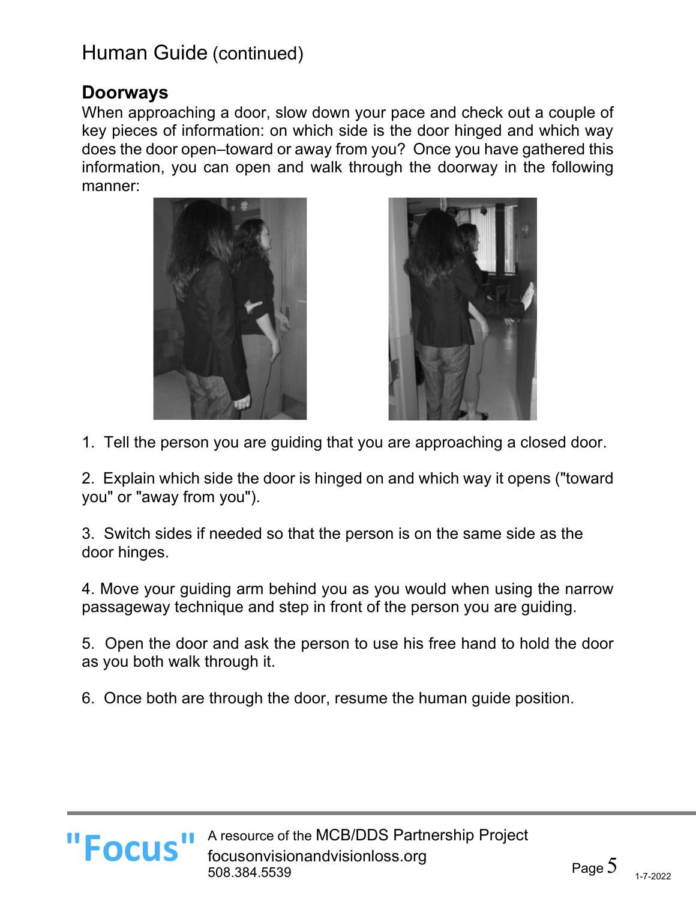# Human Guide (continued)

## Doorways

When approaching a door, slow down your pace and check out a couple of key pieces of information: on which side is the door hinged and which way does the door open–toward or away from you? Once you have gathered this information, you can open and walk through the doorway in the following manner:

1. Tell the person you are guiding that you are approaching a closed door.

2. Explain which side the door is hinged on and which way it opens ("toward you" or "away from you").

3. Switch sides if needed so that the person is on the same side as the door hinges.

4. Move your guiding arm behind you as you would when using the narrow passageway technique and step in front of the person you are guiding.

5. Open the door and ask the person to use his free hand to hold the door as you both walk through it.

6. Once both are through the door, resume the human guide position.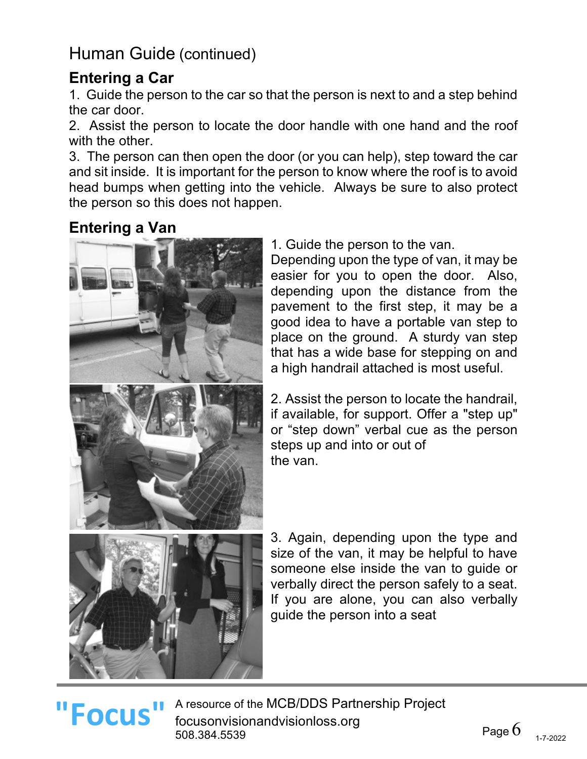# Human Guide (continued)

## Entering a Car

1. Guide the person to the car so that the person is next to and a step behind the car door.
2. Assist the person to locate the door handle with one hand and the roof with the other.
3. The person can then open the door (or you can help), step toward the car and sit inside. It is important for the person to know where the roof is to avoid head bumps when getting into the vehicle. Always be sure to also protect the person so this does not happen.

## Entering a Van

1. Guide the person to the van.
Depending upon the type of van, it may be easier for you to open the door. Also, depending upon the distance from the pavement to the first step, it may be a good idea to have a portable van step to place on the ground. A sturdy van step that has a wide base for stepping on and a high handrail attached is most useful.

2. Assist the person to locate the handrail, if available, for support. Offer a "step up" or "step down" verbal cue as the person steps up and into or out of the van.

3. Again, depending upon the type and size of the van, it may be helpful to have someone else inside the van to guide or verbally direct the person safely to a seat. If you are alone, you can also verbally guide the person into a seat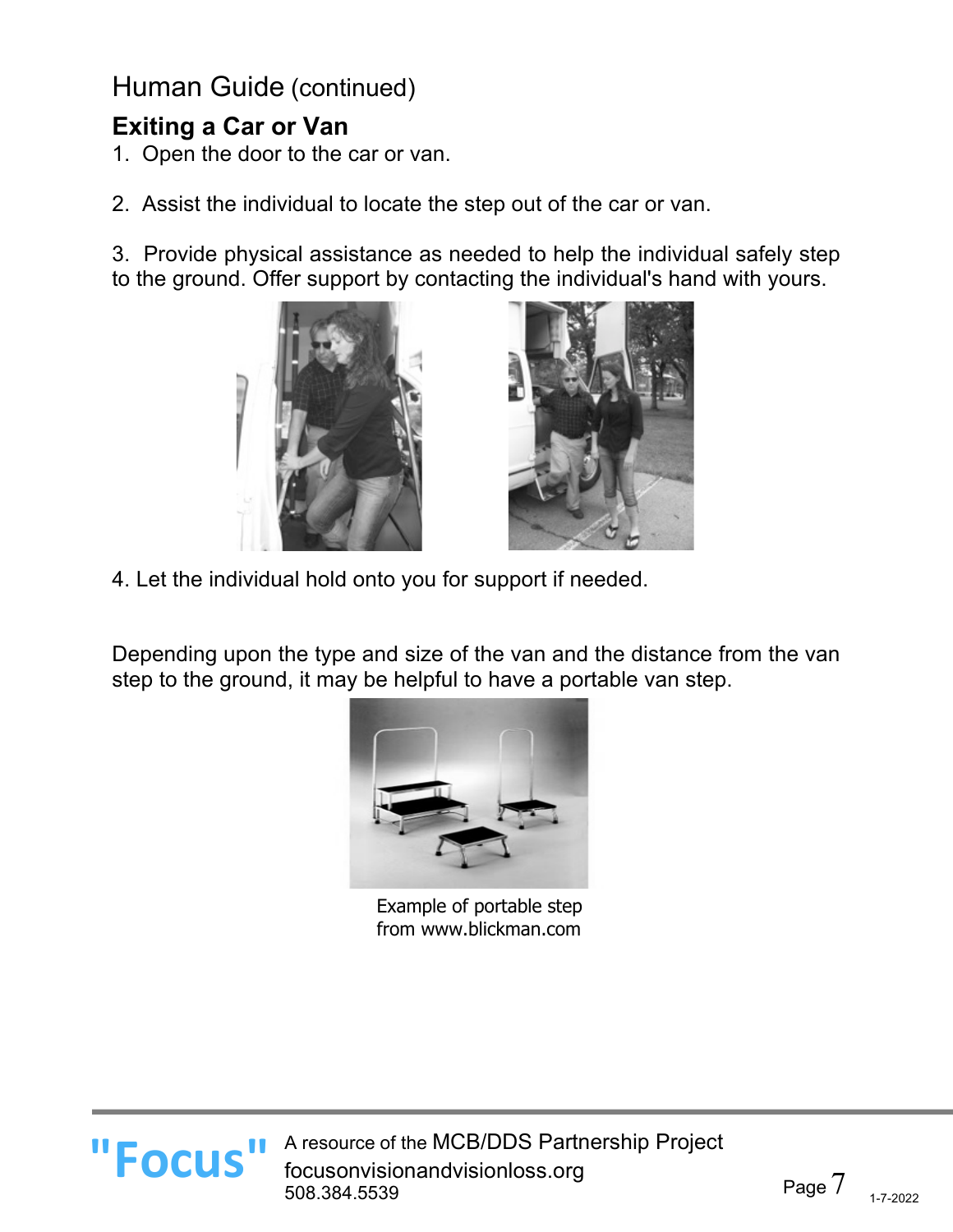# Human Guide (continued)

## Exiting a Car or Van

1. Open the door to the car or van.

2. Assist the individual to locate the step out of the car or van.

3. Provide physical assistance as needed to help the individual safely step to the ground. Offer support by contacting the individual's hand with yours.

4. Let the individual hold onto you for support if needed.

Depending upon the type and size of the van and the distance from the van step to the ground, it may be helpful to have a portable van step.

Example of portable step from www.blickman.com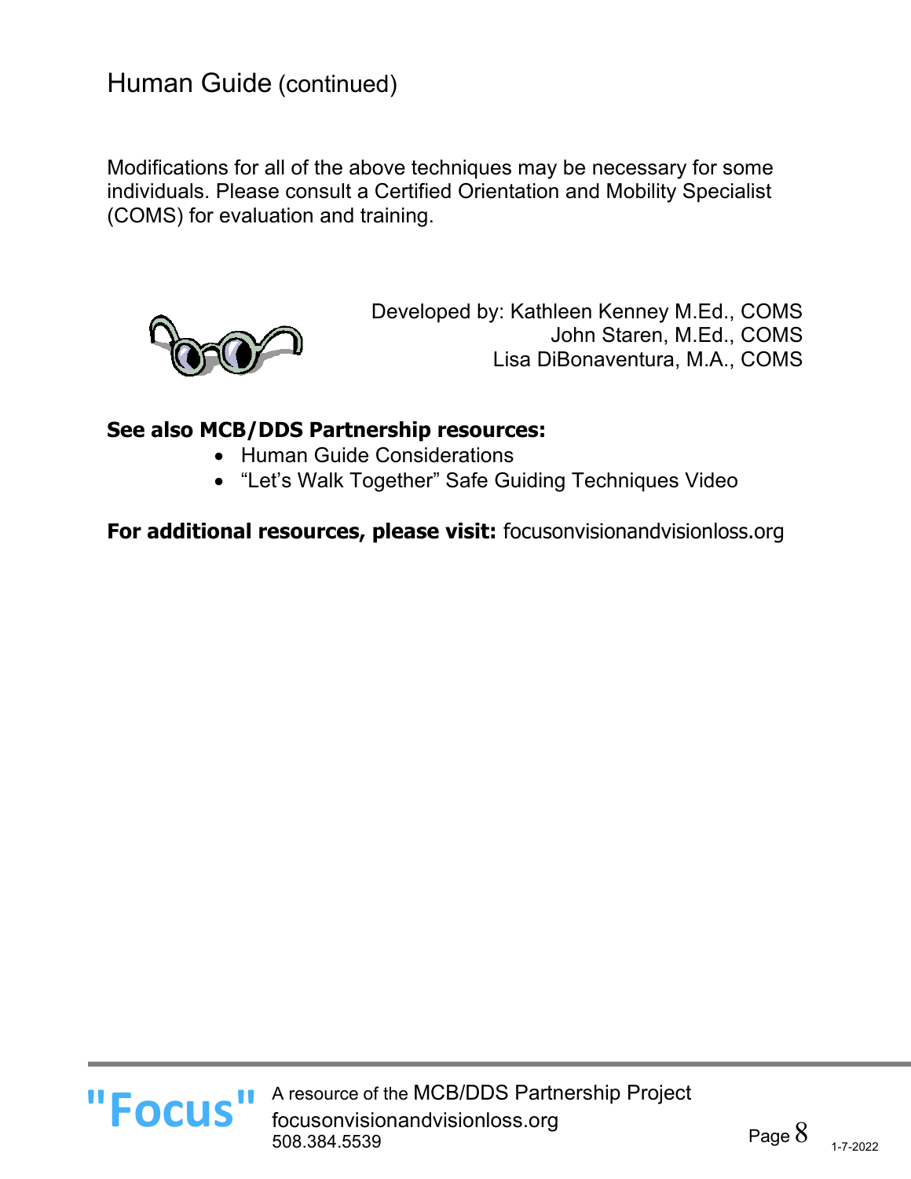## Human Guide (continued)

Modifications for all of the above techniques may be necessary for some individuals. Please consult a Certified Orientation and Mobility Specialist (COMS) for evaluation and training.

Developed by: Kathleen Kenney M.Ed., COMS
John Staren, M.Ed., COMS
Lisa DiBonaventura, M.A., COMS

**See also MCB/DDS Partnership resources:**

- Human Guide Considerations
- "Let's Walk Together" Safe Guiding Techniques Video

**For additional resources, please visit:** focusonvisionandvisionloss.org